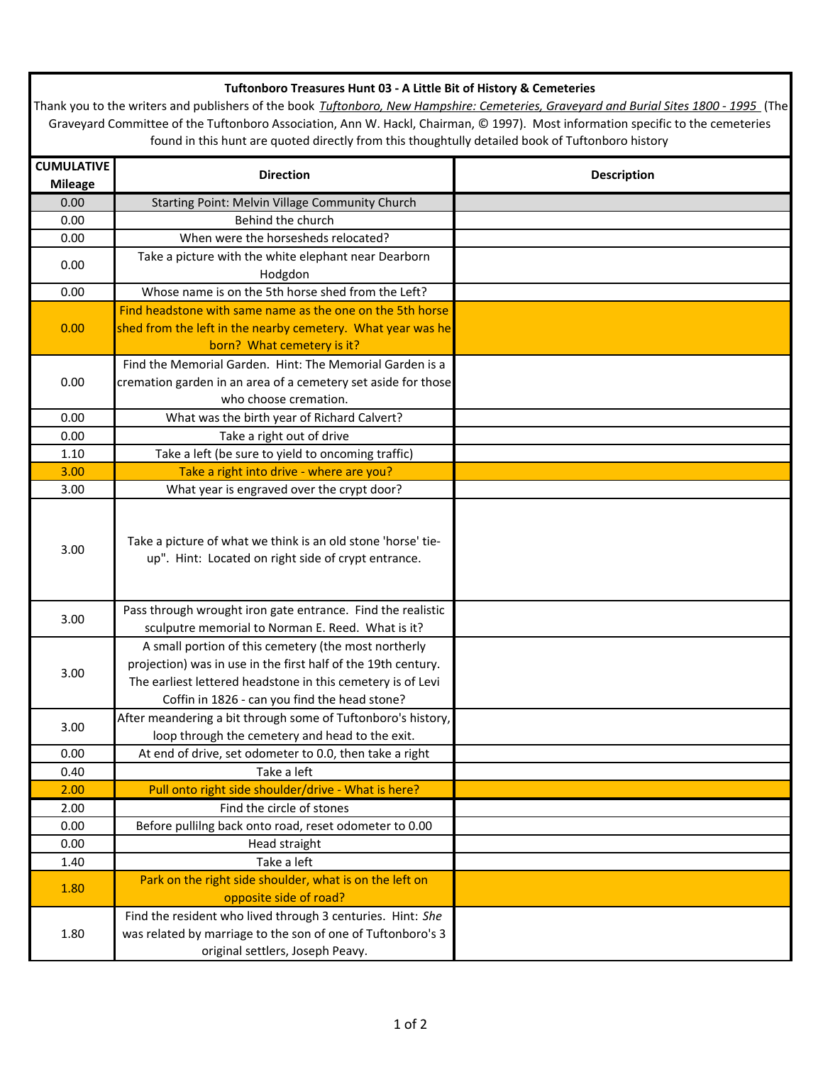**Tuftonboro Treasures Hunt 03 - A Little Bit of History & Cemeteries**

Thank you to the writers and publishers of the book *Tuftonboro, New Hampshire: Cemeteries, Graveyard and Burial Sites 1800 - 1995* (The Graveyard Committee of the Tuftonboro Association, Ann W. Hackl, Chairman, © 1997). Most information specific to the cemeteries found in this hunt are quoted directly from this thoughtully detailed book of Tuftonboro history

| CUMULATIVE Mileage | Direction | Description |
|---|---|---|
| 0.00 | Starting Point: Melvin Village Community Church | |
| 0.00 | Behind the church | |
| 0.00 | When were the horsesheds relocated? | |
| 0.00 | Take a picture with the white elephant near Dearborn Hodgdon | |
| 0.00 | Whose name is on the 5th horse shed from the Left? | |
| 0.00 | Find headstone with same name as the one on the 5th horse shed from the left in the nearby cemetery. What year was he born? What cemetery is it? | |
| 0.00 | Find the Memorial Garden. Hint: The Memorial Garden is a cremation garden in an area of a cemetery set aside for those who choose cremation. | |
| 0.00 | What was the birth year of Richard Calvert? | |
| 0.00 | Take a right out of drive | |
| 1.10 | Take a left (be sure to yield to oncoming traffic) | |
| 3.00 | Take a right into drive - where are you? | |
| 3.00 | What year is engraved over the crypt door? | |
| 3.00 | Take a picture of what we think is an old stone 'horse' tie-up". Hint: Located on right side of crypt entrance. | |
| 3.00 | Pass through wrought iron gate entrance. Find the realistic sculputre memorial to Norman E. Reed. What is it? | |
| 3.00 | A small portion of this cemetery (the most northerly projection) was in use in the first half of the 19th century. The earliest lettered headstone in this cemetery is of Levi Coffin in 1826 - can you find the head stone? | |
| 3.00 | After meandering a bit through some of Tuftonboro's history, loop through the cemetery and head to the exit. | |
| 0.00 | At end of drive, set odometer to 0.0, then take a right | |
| 0.40 | Take a left | |
| 2.00 | Pull onto right side shoulder/drive - What is here? | |
| 2.00 | Find the circle of stones | |
| 0.00 | Before pullilng back onto road, reset odometer to 0.00 | |
| 0.00 | Head straight | |
| 1.40 | Take a left | |
| 1.80 | Park on the right side shoulder, what is on the left on opposite side of road? | |
| 1.80 | Find the resident who lived through 3 centuries. Hint: *She* was related by marriage to the son of one of Tuftonboro's 3 original settlers, Joseph Peavy. | |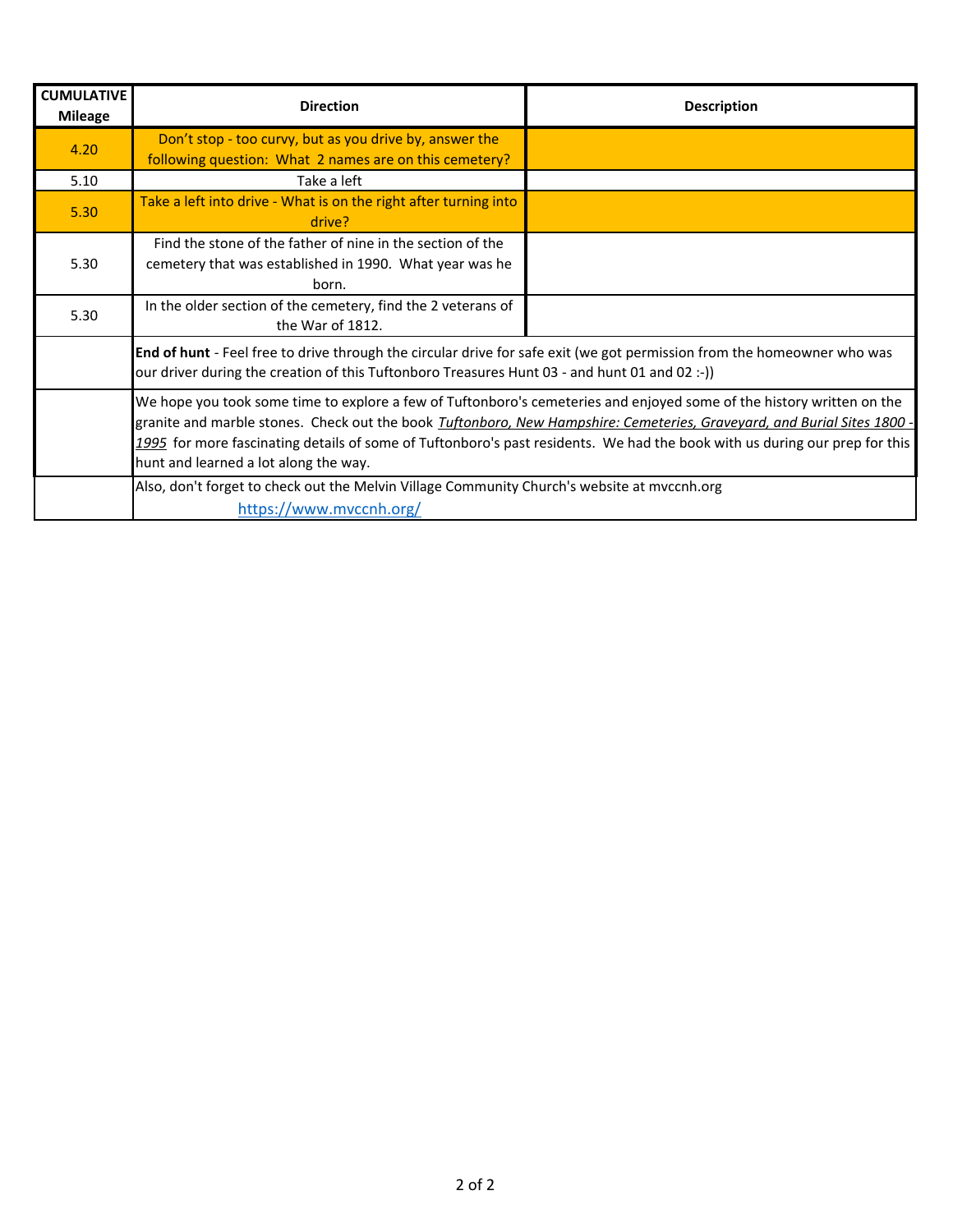| CUMULATIVE Mileage | Direction | Description |
| --- | --- | --- |
| 4.20 | Don't stop - too curvy, but as you drive by, answer the following question: What 2 names are on this cemetery? | |
| 5.10 | Take a left | |
| 5.30 | Take a left into drive - What is on the right after turning into drive? | |
| 5.30 | Find the stone of the father of nine in the section of the cemetery that was established in 1990. What year was he born. | |
| 5.30 | In the older section of the cemetery, find the 2 veterans of the War of 1812. | |
| | **End of hunt** - Feel free to drive through the circular drive for safe exit (we got permission from the homeowner who was our driver during the creation of this Tuftonboro Treasures Hunt 03 - and hunt 01 and 02 :-)) | |
| | We hope you took some time to explore a few of Tuftonboro's cemeteries and enjoyed some of the history written on the granite and marble stones. Check out the book ***Tuftonboro, New Hampshire: Cemeteries, Graveyard, and Burial Sites 1800 - 1995*** for more fascinating details of some of Tuftonboro's past residents. We had the book with us during our prep for this hunt and learned a lot along the way. | |
| | Also, don't forget to check out the Melvin Village Community Church's website at mvccnh.org https://www.mvccnh.org/ | |